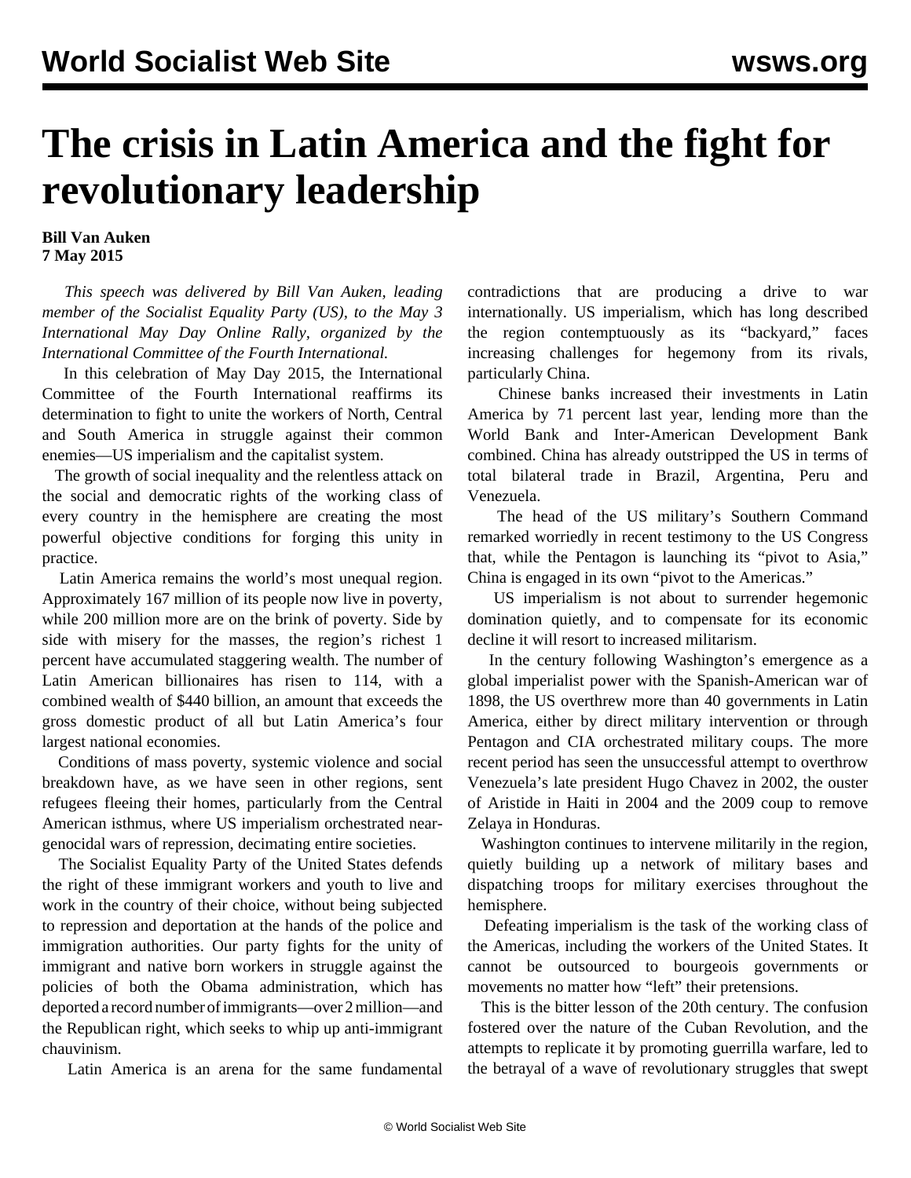# The crisis in Latin America and the fight for revolutionary leadership

**Bill Van Auken**
**7 May 2015**

*This speech was delivered by Bill Van Auken, leading member of the Socialist Equality Party (US), to the May 3 International May Day Online Rally, organized by the International Committee of the Fourth International.*

In this celebration of May Day 2015, the International Committee of the Fourth International reaffirms its determination to fight to unite the workers of North, Central and South America in struggle against their common enemies—US imperialism and the capitalist system.

The growth of social inequality and the relentless attack on the social and democratic rights of the working class of every country in the hemisphere are creating the most powerful objective conditions for forging this unity in practice.

Latin America remains the world's most unequal region. Approximately 167 million of its people now live in poverty, while 200 million more are on the brink of poverty. Side by side with misery for the masses, the region's richest 1 percent have accumulated staggering wealth. The number of Latin American billionaires has risen to 114, with a combined wealth of $440 billion, an amount that exceeds the gross domestic product of all but Latin America's four largest national economies.

Conditions of mass poverty, systemic violence and social breakdown have, as we have seen in other regions, sent refugees fleeing their homes, particularly from the Central American isthmus, where US imperialism orchestrated near-genocidal wars of repression, decimating entire societies.

The Socialist Equality Party of the United States defends the right of these immigrant workers and youth to live and work in the country of their choice, without being subjected to repression and deportation at the hands of the police and immigration authorities. Our party fights for the unity of immigrant and native born workers in struggle against the policies of both the Obama administration, which has deported a record number of immigrants—over 2 million—and the Republican right, which seeks to whip up anti-immigrant chauvinism.

Latin America is an arena for the same fundamental contradictions that are producing a drive to war internationally. US imperialism, which has long described the region contemptuously as its "backyard," faces increasing challenges for hegemony from its rivals, particularly China.

Chinese banks increased their investments in Latin America by 71 percent last year, lending more than the World Bank and Inter-American Development Bank combined. China has already outstripped the US in terms of total bilateral trade in Brazil, Argentina, Peru and Venezuela.

The head of the US military's Southern Command remarked worriedly in recent testimony to the US Congress that, while the Pentagon is launching its "pivot to Asia," China is engaged in its own "pivot to the Americas."

US imperialism is not about to surrender hegemonic domination quietly, and to compensate for its economic decline it will resort to increased militarism.

In the century following Washington's emergence as a global imperialist power with the Spanish-American war of 1898, the US overthrew more than 40 governments in Latin America, either by direct military intervention or through Pentagon and CIA orchestrated military coups. The more recent period has seen the unsuccessful attempt to overthrow Venezuela's late president Hugo Chavez in 2002, the ouster of Aristide in Haiti in 2004 and the 2009 coup to remove Zelaya in Honduras.

Washington continues to intervene militarily in the region, quietly building up a network of military bases and dispatching troops for military exercises throughout the hemisphere.

Defeating imperialism is the task of the working class of the Americas, including the workers of the United States. It cannot be outsourced to bourgeois governments or movements no matter how "left" their pretensions.

This is the bitter lesson of the 20th century. The confusion fostered over the nature of the Cuban Revolution, and the attempts to replicate it by promoting guerrilla warfare, led to the betrayal of a wave of revolutionary struggles that swept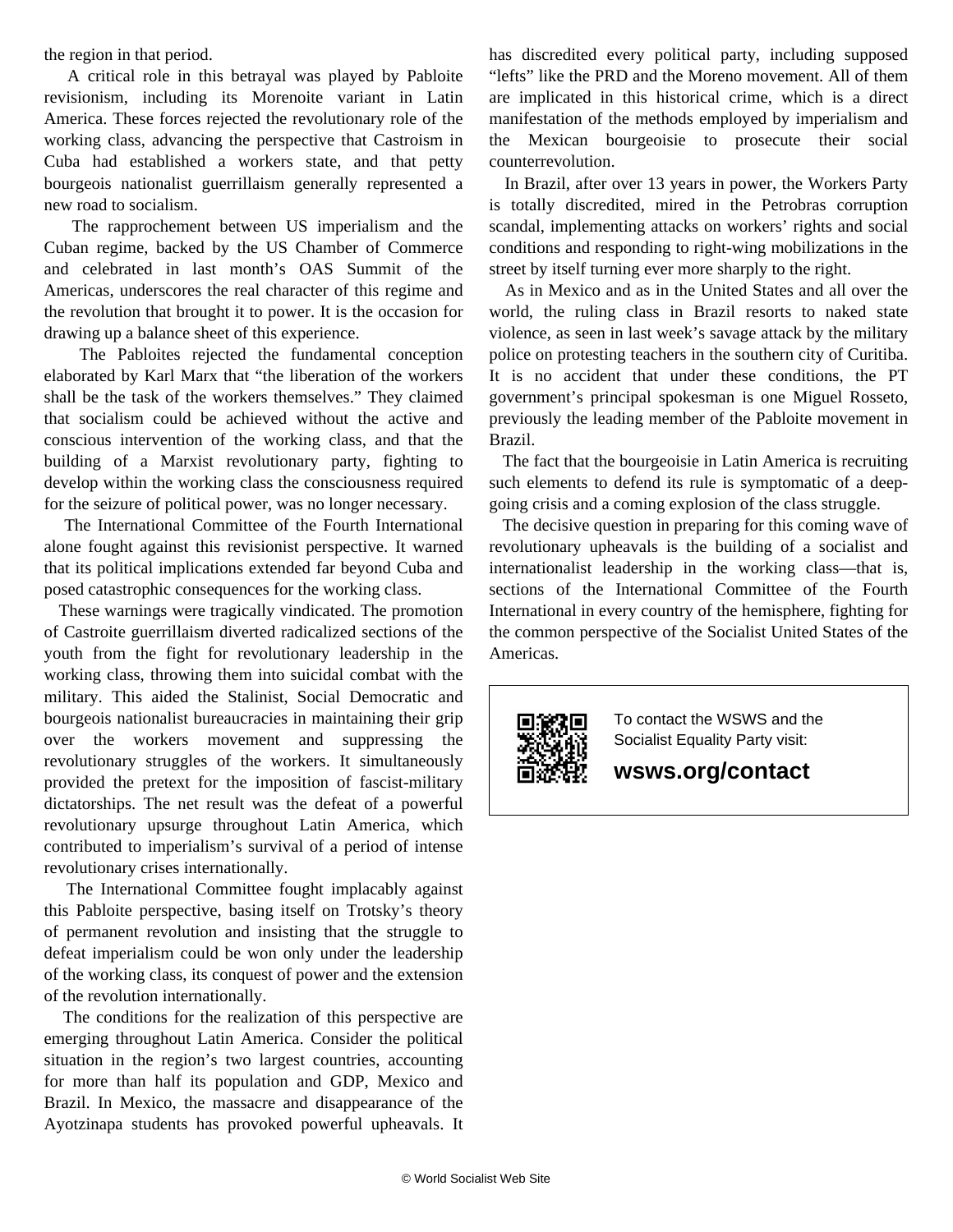the region in that period.

A critical role in this betrayal was played by Pabloite revisionism, including its Morenoite variant in Latin America. These forces rejected the revolutionary role of the working class, advancing the perspective that Castroism in Cuba had established a workers state, and that petty bourgeois nationalist guerrillaism generally represented a new road to socialism.

The rapprochement between US imperialism and the Cuban regime, backed by the US Chamber of Commerce and celebrated in last month's OAS Summit of the Americas, underscores the real character of this regime and the revolution that brought it to power. It is the occasion for drawing up a balance sheet of this experience.

The Pabloites rejected the fundamental conception elaborated by Karl Marx that "the liberation of the workers shall be the task of the workers themselves." They claimed that socialism could be achieved without the active and conscious intervention of the working class, and that the building of a Marxist revolutionary party, fighting to develop within the working class the consciousness required for the seizure of political power, was no longer necessary.

The International Committee of the Fourth International alone fought against this revisionist perspective. It warned that its political implications extended far beyond Cuba and posed catastrophic consequences for the working class.

These warnings were tragically vindicated. The promotion of Castroite guerrillaism diverted radicalized sections of the youth from the fight for revolutionary leadership in the working class, throwing them into suicidal combat with the military. This aided the Stalinist, Social Democratic and bourgeois nationalist bureaucracies in maintaining their grip over the workers movement and suppressing the revolutionary struggles of the workers. It simultaneously provided the pretext for the imposition of fascist-military dictatorships. The net result was the defeat of a powerful revolutionary upsurge throughout Latin America, which contributed to imperialism's survival of a period of intense revolutionary crises internationally.

The International Committee fought implacably against this Pabloite perspective, basing itself on Trotsky's theory of permanent revolution and insisting that the struggle to defeat imperialism could be won only under the leadership of the working class, its conquest of power and the extension of the revolution internationally.

The conditions for the realization of this perspective are emerging throughout Latin America. Consider the political situation in the region's two largest countries, accounting for more than half its population and GDP, Mexico and Brazil. In Mexico, the massacre and disappearance of the Ayotzinapa students has provoked powerful upheavals. It has discredited every political party, including supposed "lefts" like the PRD and the Moreno movement. All of them are implicated in this historical crime, which is a direct manifestation of the methods employed by imperialism and the Mexican bourgeoisie to prosecute their social counterrevolution.

In Brazil, after over 13 years in power, the Workers Party is totally discredited, mired in the Petrobras corruption scandal, implementing attacks on workers' rights and social conditions and responding to right-wing mobilizations in the street by itself turning ever more sharply to the right.

As in Mexico and as in the United States and all over the world, the ruling class in Brazil resorts to naked state violence, as seen in last week's savage attack by the military police on protesting teachers in the southern city of Curitiba. It is no accident that under these conditions, the PT government's principal spokesman is one Miguel Rosseto, previously the leading member of the Pabloite movement in Brazil.

The fact that the bourgeoisie in Latin America is recruiting such elements to defend its rule is symptomatic of a deep-going crisis and a coming explosion of the class struggle.

The decisive question in preparing for this coming wave of revolutionary upheavals is the building of a socialist and internationalist leadership in the working class—that is, sections of the International Committee of the Fourth International in every country of the hemisphere, fighting for the common perspective of the Socialist United States of the Americas.

To contact the WSWS and the Socialist Equality Party visit:

**wsws.org/contact**